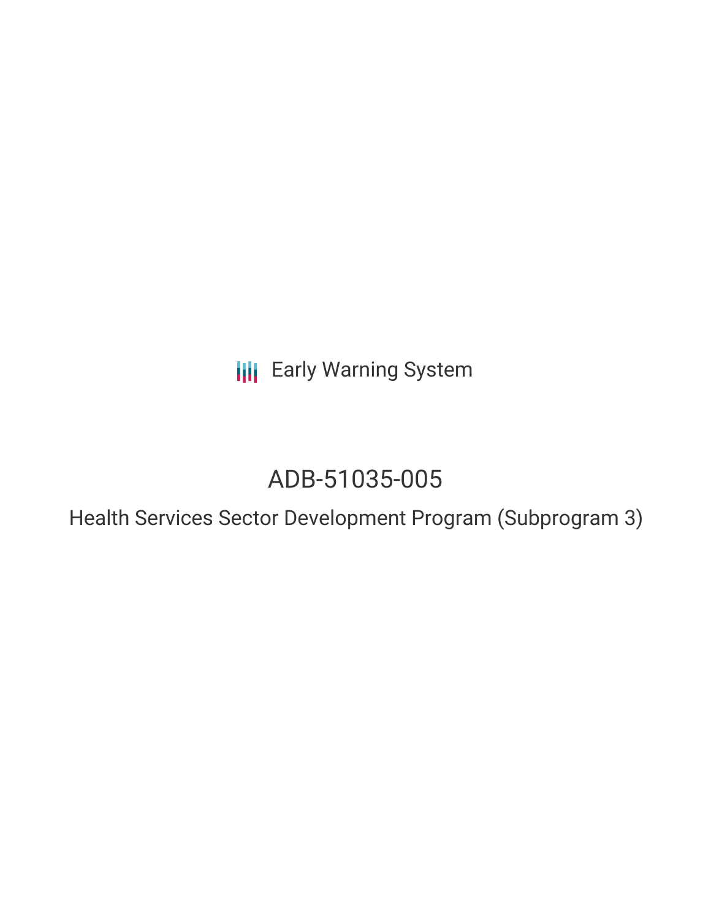Early Warning System

# ADB-51035-005

## Health Services Sector Development Program (Subprogram 3)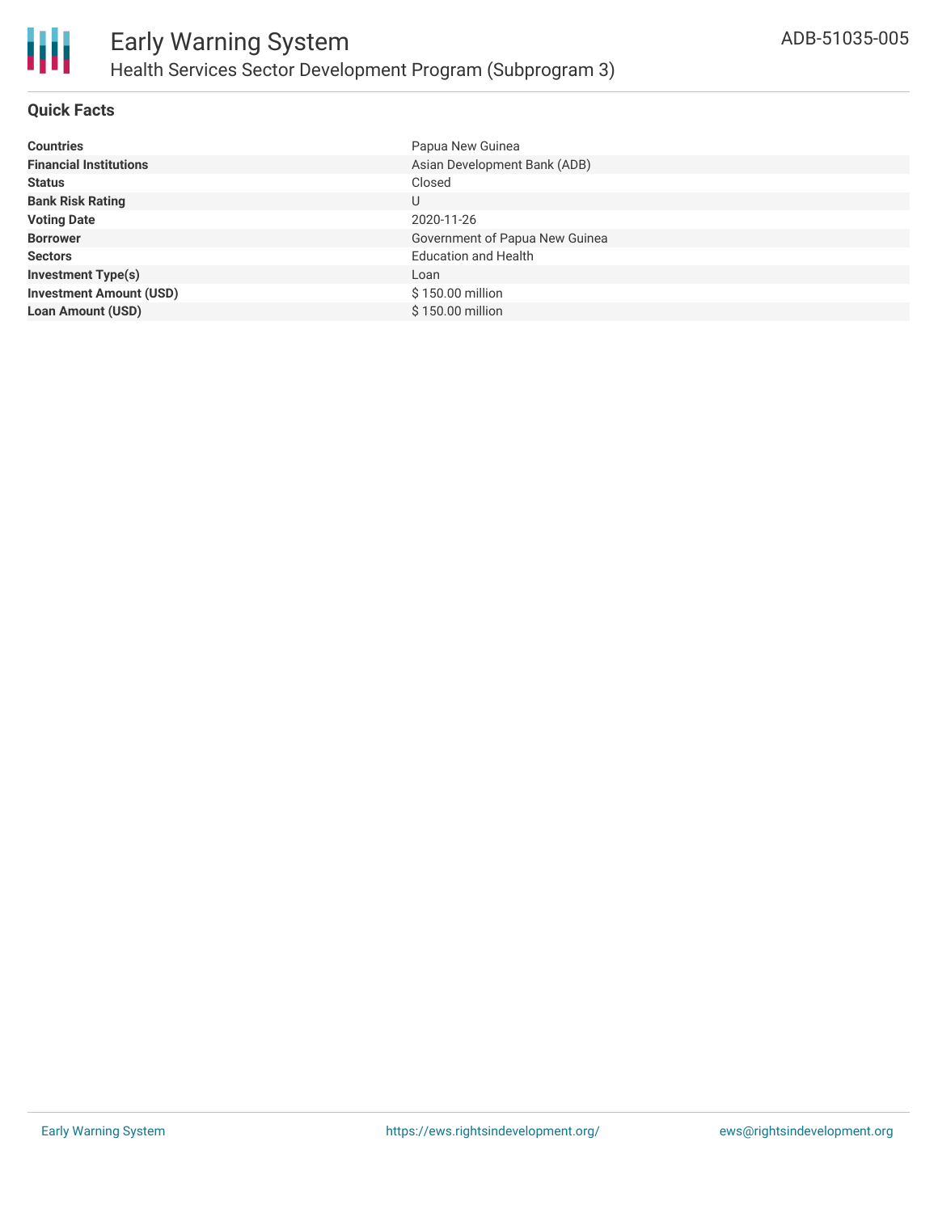# Early Warning System

## Health Services Sector Development Program (Subprogram 3)

ADB-51035-005

### Quick Facts

| | |
|---|---|
| **Countries** | Papua New Guinea |
| **Financial Institutions** | Asian Development Bank (ADB) |
| **Status** | Closed |
| **Bank Risk Rating** | U |
| **Voting Date** | 2020-11-26 |
| **Borrower** | Government of Papua New Guinea |
| **Sectors** | Education and Health |
| **Investment Type(s)** | Loan |
| **Investment Amount (USD)** | $ 150.00 million |
| **Loan Amount (USD)** | $ 150.00 million |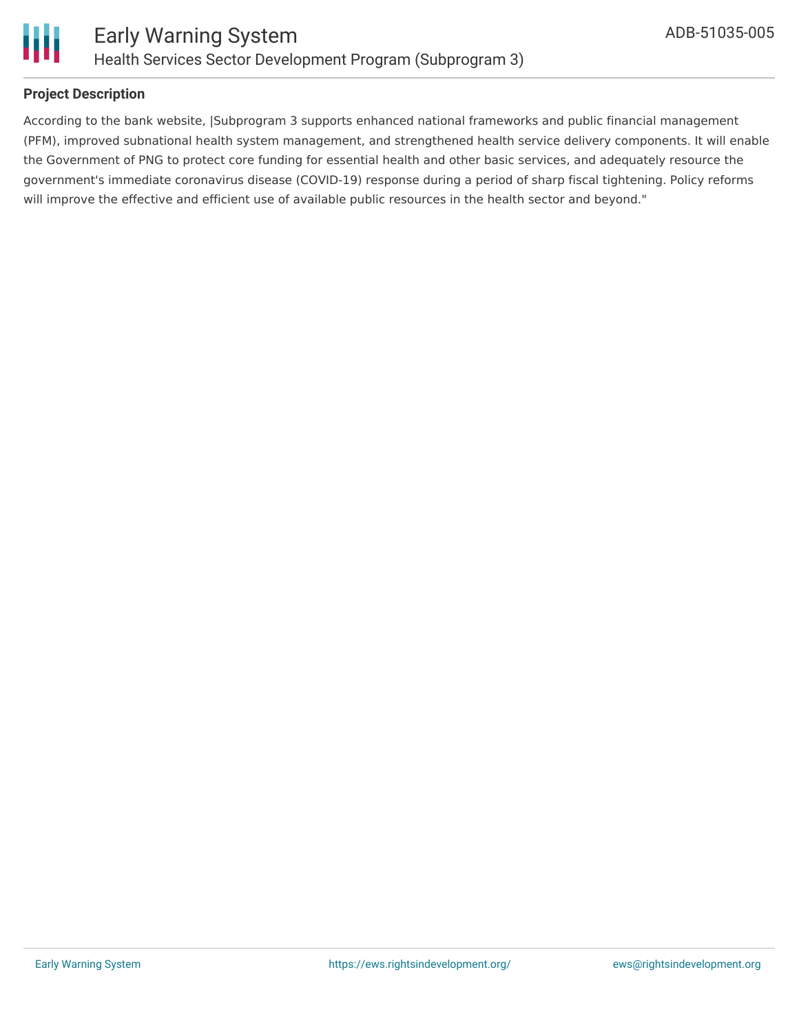## Project Description

According to the bank website, |Subprogram 3 supports enhanced national frameworks and public financial management (PFM), improved subnational health system management, and strengthened health service delivery components. It will enable the Government of PNG to protect core funding for essential health and other basic services, and adequately resource the government's immediate coronavirus disease (COVID-19) response during a period of sharp fiscal tightening. Policy reforms will improve the effective and efficient use of available public resources in the health sector and beyond."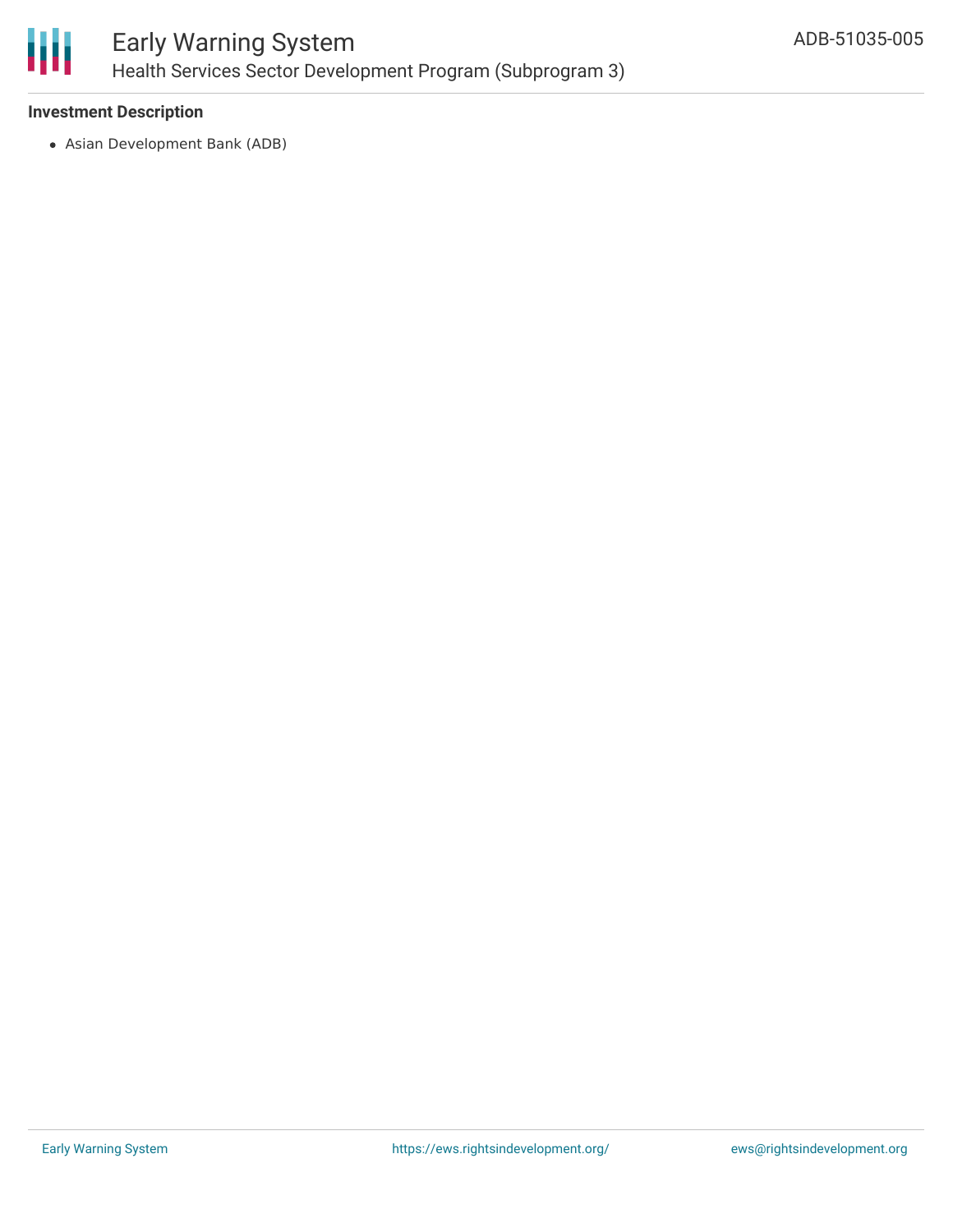### Investment Description

- Asian Development Bank (ADB)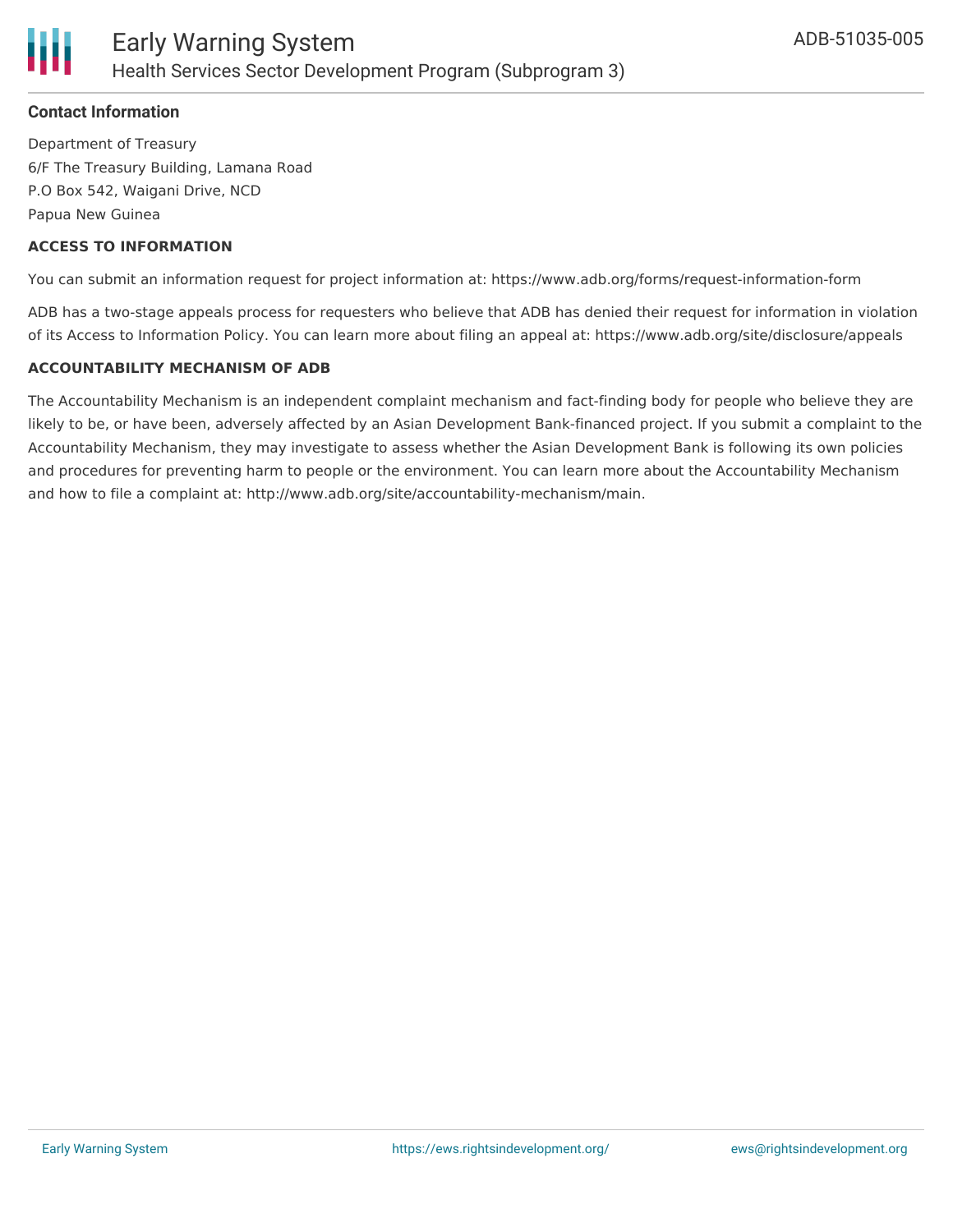### Contact Information

Department of Treasury
6/F The Treasury Building, Lamana Road
P.O Box 542, Waigani Drive, NCD
Papua New Guinea

#### ACCESS TO INFORMATION

You can submit an information request for project information at: https://www.adb.org/forms/request-information-form

ADB has a two-stage appeals process for requesters who believe that ADB has denied their request for information in violation of its Access to Information Policy. You can learn more about filing an appeal at: https://www.adb.org/site/disclosure/appeals

#### ACCOUNTABILITY MECHANISM OF ADB

The Accountability Mechanism is an independent complaint mechanism and fact-finding body for people who believe they are likely to be, or have been, adversely affected by an Asian Development Bank-financed project. If you submit a complaint to the Accountability Mechanism, they may investigate to assess whether the Asian Development Bank is following its own policies and procedures for preventing harm to people or the environment. You can learn more about the Accountability Mechanism and how to file a complaint at: http://www.adb.org/site/accountability-mechanism/main.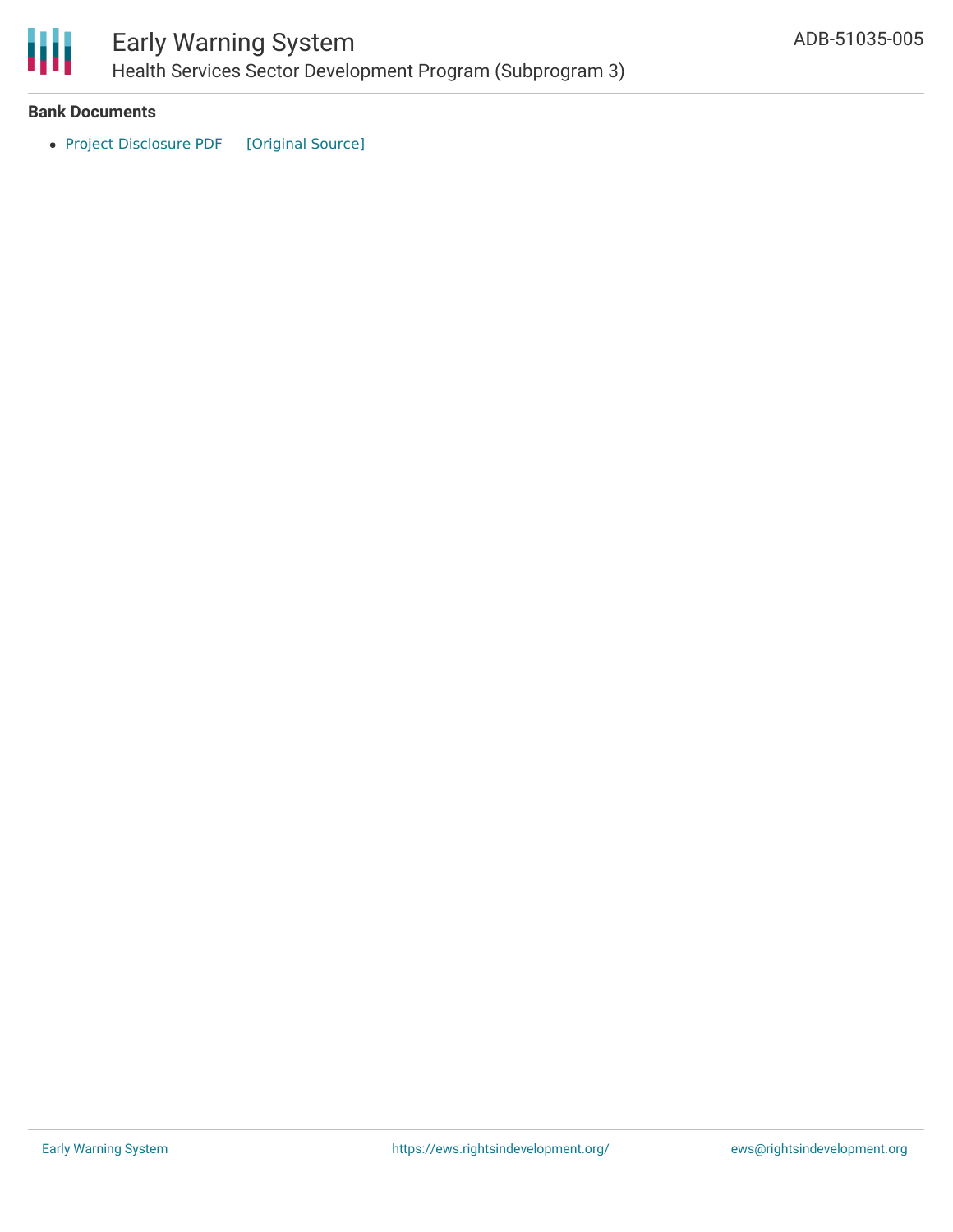**Bank Documents**

- Project Disclosure PDF [Original Source]